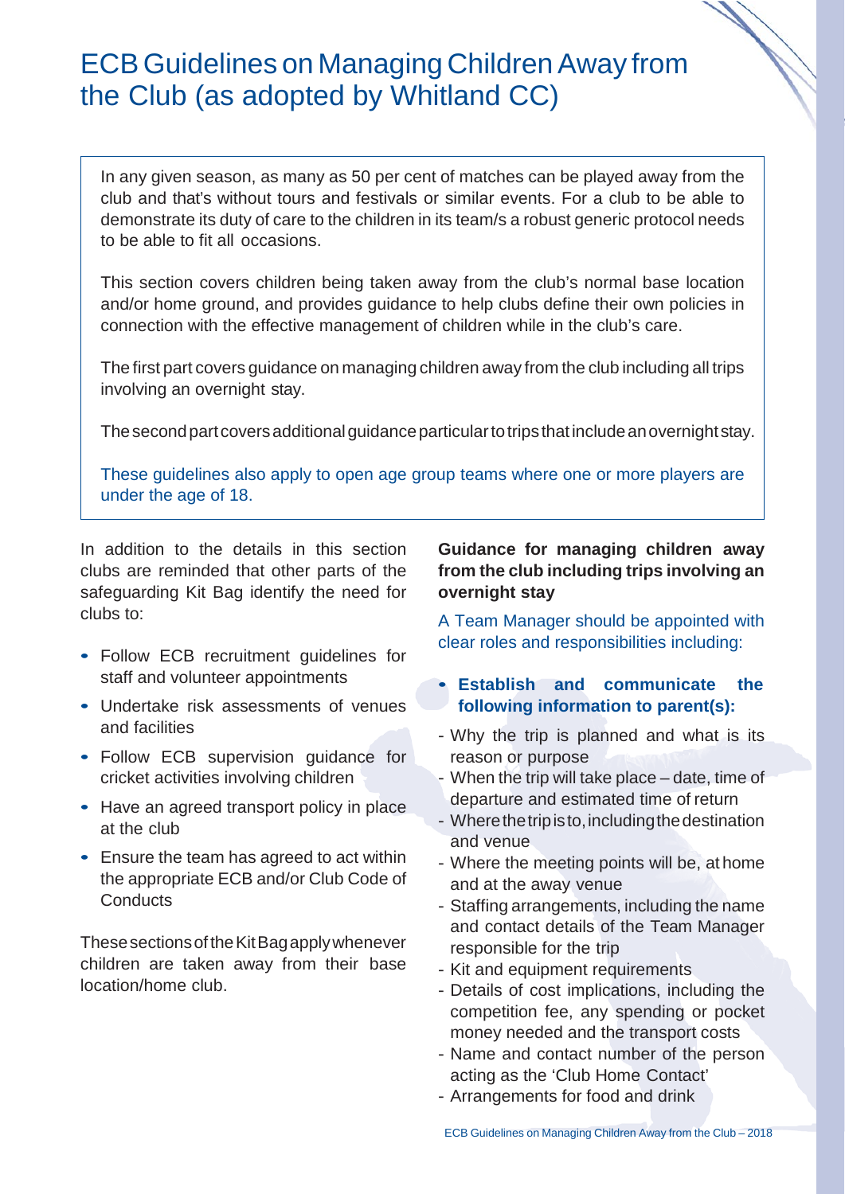# ECB Guidelines on Managing Children Away from the Club (as adopted by Whitland CC)

In any given season, as many as 50 per cent of matches can be played away from the club and that's without tours and festivals or similar events. For a club to be able to demonstrate its duty of care to the children in its team/s a robust generic protocol needs to be able to fit all occasions.

This section covers children being taken away from the club's normal base location and/or home ground, and provides guidance to help clubs define their own policies in connection with the effective management of children while in the club's care.

The first part covers guidance on managing children away from the club including all trips involving an overnight stay.

The second part covers additional guidance particular to trips that include an overnight stay.

These guidelines also apply to open age group teams where one or more players are under the age of 18.

In addition to the details in this section clubs are reminded that other parts of the safeguarding Kit Bag identify the need for clubs to:

- Follow ECB recruitment guidelines for staff and volunteer appointments
- Undertake risk assessments of venues and facilities
- Follow ECB supervision guidance for cricket activities involving children
- Have an agreed transport policy in place at the club
- Ensure the team has agreed to act within the appropriate ECB and/or Club Code of Conducts

These sections of the Kit Bag apply whenever children are taken away from their base location/home club.

**Guidance for managing children away from the club including trips involving an overnight stay**

A Team Manager should be appointed with clear roles and responsibilities including:

- **Establish and communicate the following information to parent(s):**
  - Why the trip is planned and what is its reason or purpose
  - When the trip will take place – date, time of departure and estimated time of return
  - Where the trip is to, including the destination and venue
  - Where the meeting points will be, at home and at the away venue
  - Staffing arrangements, including the name and contact details of the Team Manager responsible for the trip
  - Kit and equipment requirements
  - Details of cost implications, including the competition fee, any spending or pocket money needed and the transport costs
  - Name and contact number of the person acting as the 'Club Home Contact'
  - Arrangements for food and drink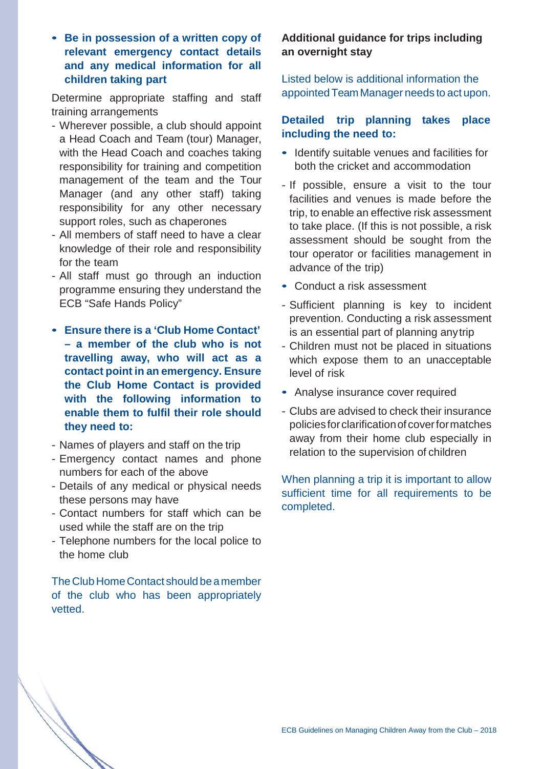- **Be in possession of a written copy of relevant emergency contact details and any medical information for all children taking part**

Determine appropriate staffing and staff training arrangements

- Wherever possible, a club should appoint a Head Coach and Team (tour) Manager, with the Head Coach and coaches taking responsibility for training and competition management of the team and the Tour Manager (and any other staff) taking responsibility for any other necessary support roles, such as chaperones
- All members of staff need to have a clear knowledge of their role and responsibility for the team
- All staff must go through an induction programme ensuring they understand the ECB "Safe Hands Policy"

- **Ensure there is a 'Club Home Contact' – a member of the club who is not travelling away, who will act as a contact point in an emergency. Ensure the Club Home Contact is provided with the following information to enable them to fulfil their role should they need to:**

- Names of players and staff on the trip
- Emergency contact names and phone numbers for each of the above
- Details of any medical or physical needs these persons may have
- Contact numbers for staff which can be used while the staff are on the trip
- Telephone numbers for the local police to the home club

The Club Home Contact should be a member of the club who has been appropriately vetted.

**Additional guidance for trips including an overnight stay**

Listed below is additional information the appointed Team Manager needs to act upon.

**Detailed trip planning takes place including the need to:**

- Identify suitable venues and facilities for both the cricket and accommodation

- If possible, ensure a visit to the tour facilities and venues is made before the trip, to enable an effective risk assessment to take place. (If this is not possible, a risk assessment should be sought from the tour operator or facilities management in advance of the trip)

- Conduct a risk assessment

- Sufficient planning is key to incident prevention. Conducting a risk assessment is an essential part of planning any trip
- Children must not be placed in situations which expose them to an unacceptable level of risk

- Analyse insurance cover required

- Clubs are advised to check their insurance policies for clarification of cover for matches away from their home club especially in relation to the supervision of children

When planning a trip it is important to allow sufficient time for all requirements to be completed.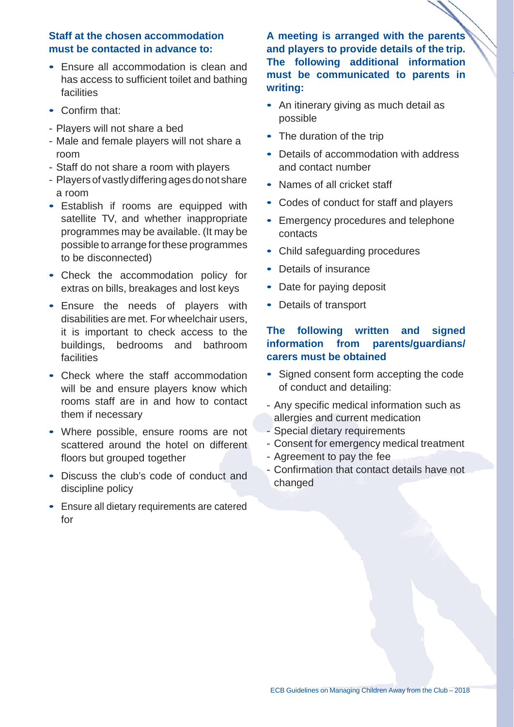**Staff at the chosen accommodation must be contacted in advance to:**

- Ensure all accommodation is clean and has access to sufficient toilet and bathing facilities
- Confirm that:
  - Players will not share a bed
  - Male and female players will not share a room
  - Staff do not share a room with players
  - Players of vastly differing ages do not share a room
- Establish if rooms are equipped with satellite TV, and whether inappropriate programmes may be available. (It may be possible to arrange for these programmes to be disconnected)
- Check the accommodation policy for extras on bills, breakages and lost keys
- Ensure the needs of players with disabilities are met. For wheelchair users, it is important to check access to the buildings, bedrooms and bathroom facilities
- Check where the staff accommodation will be and ensure players know which rooms staff are in and how to contact them if necessary
- Where possible, ensure rooms are not scattered around the hotel on different floors but grouped together
- Discuss the club's code of conduct and discipline policy
- Ensure all dietary requirements are catered for

**A meeting is arranged with the parents and players to provide details of the trip. The following additional information must be communicated to parents in writing:**

- An itinerary giving as much detail as possible
- The duration of the trip
- Details of accommodation with address and contact number
- Names of all cricket staff
- Codes of conduct for staff and players
- Emergency procedures and telephone contacts
- Child safeguarding procedures
- Details of insurance
- Date for paying deposit
- Details of transport

**The following written and signed information from parents/guardians/ carers must be obtained**

- Signed consent form accepting the code of conduct and detailing:
  - Any specific medical information such as allergies and current medication
  - Special dietary requirements
  - Consent for emergency medical treatment
  - Agreement to pay the fee
  - Confirmation that contact details have not changed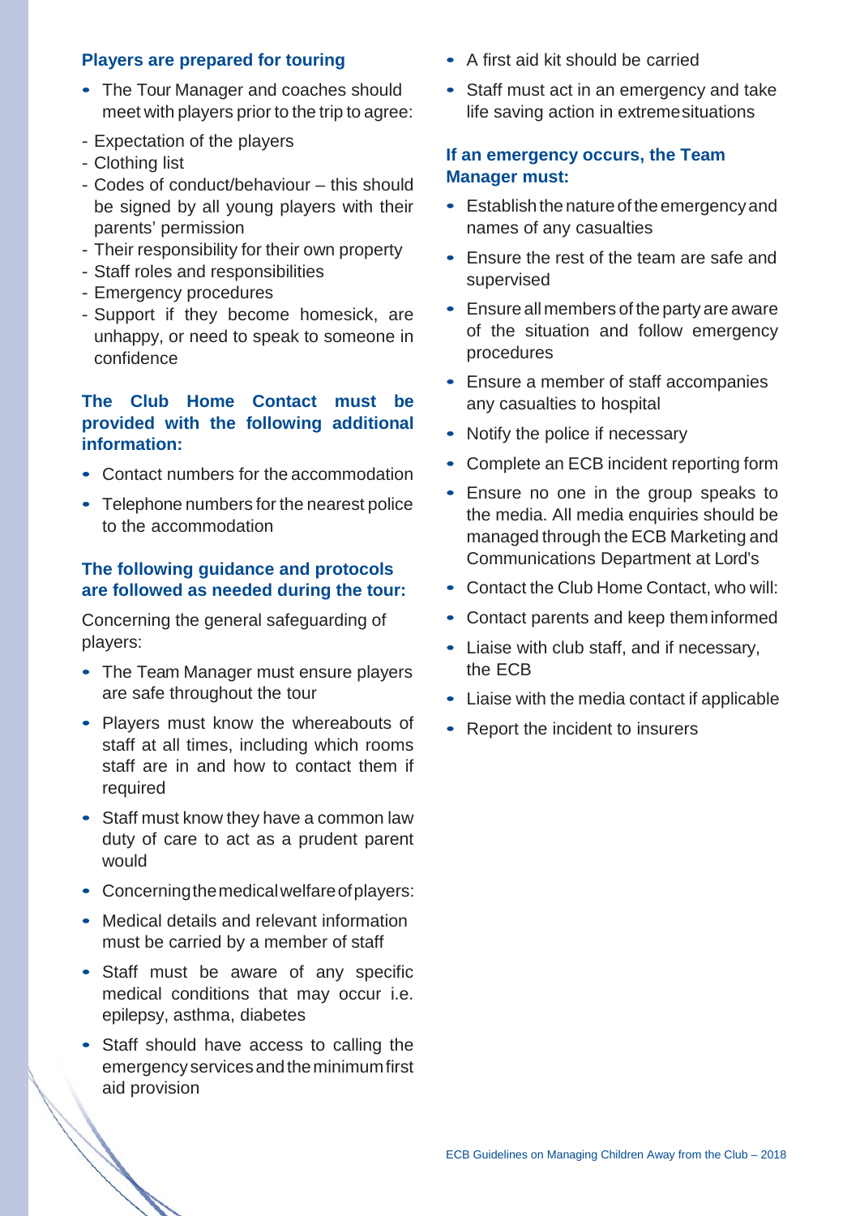**Players are prepared for touring**

- The Tour Manager and coaches should meet with players prior to the trip to agree:

- Expectation of the players
- Clothing list
- Codes of conduct/behaviour – this should be signed by all young players with their parents' permission
- Their responsibility for their own property
- Staff roles and responsibilities
- Emergency procedures
- Support if they become homesick, are unhappy, or need to speak to someone in confidence

**The Club Home Contact must be provided with the following additional information:**

- Contact numbers for the accommodation
- Telephone numbers for the nearest police to the accommodation

**The following guidance and protocols are followed as needed during the tour:**

Concerning the general safeguarding of players:

- The Team Manager must ensure players are safe throughout the tour
- Players must know the whereabouts of staff at all times, including which rooms staff are in and how to contact them if required
- Staff must know they have a common law duty of care to act as a prudent parent would
- Concerning the medical welfare of players:
- Medical details and relevant information must be carried by a member of staff
- Staff must be aware of any specific medical conditions that may occur i.e. epilepsy, asthma, diabetes
- Staff should have access to calling the emergency services and the minimum first aid provision
- A first aid kit should be carried
- Staff must act in an emergency and take life saving action in extreme situations

**If an emergency occurs, the Team Manager must:**

- Establish the nature of the emergency and names of any casualties
- Ensure the rest of the team are safe and supervised
- Ensure all members of the party are aware of the situation and follow emergency procedures
- Ensure a member of staff accompanies any casualties to hospital
- Notify the police if necessary
- Complete an ECB incident reporting form
- Ensure no one in the group speaks to the media. All media enquiries should be managed through the ECB Marketing and Communications Department at Lord's
- Contact the Club Home Contact, who will:
- Contact parents and keep them informed
- Liaise with club staff, and if necessary, the ECB
- Liaise with the media contact if applicable
- Report the incident to insurers